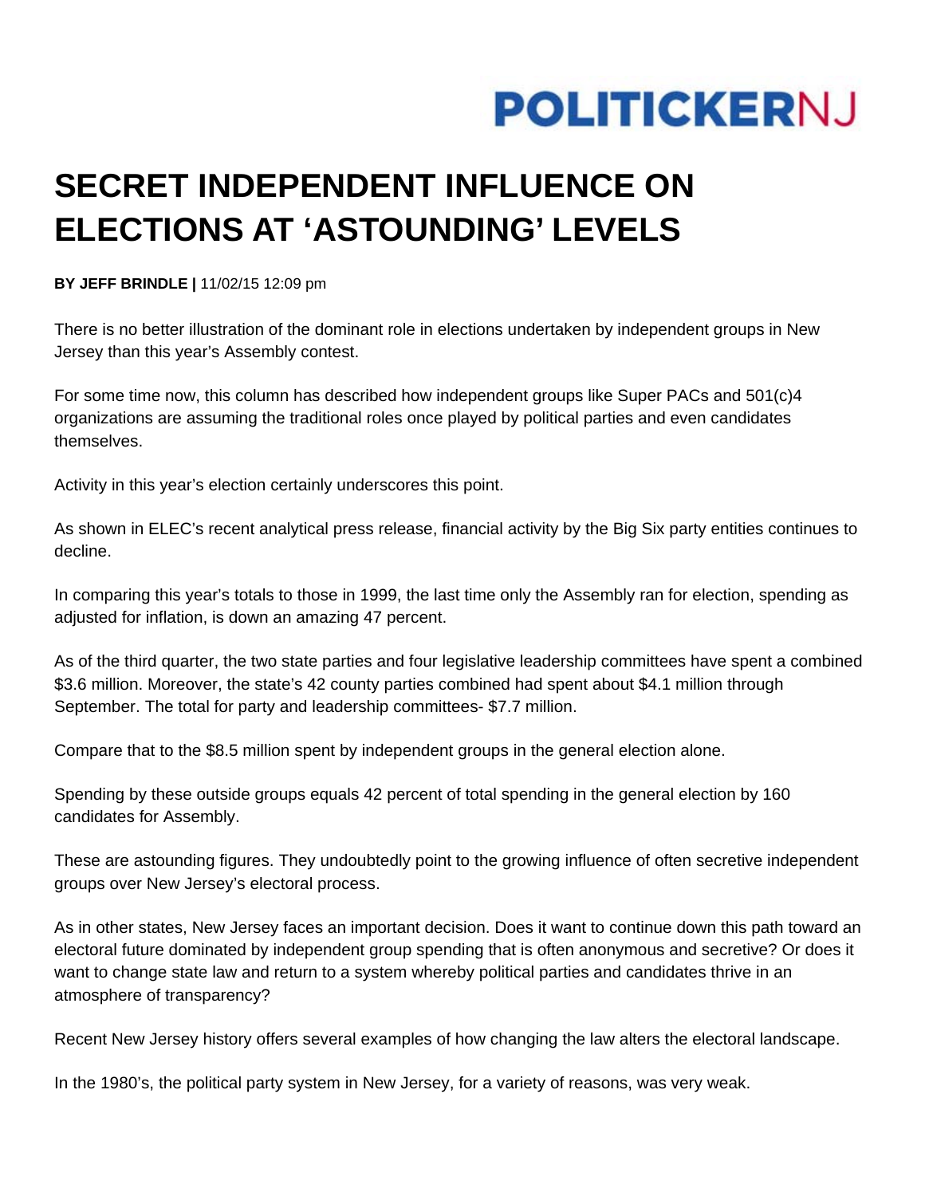POLITICKERNJ

# SECRET INDEPENDENT INFLUENCE ON ELECTIONS AT 'ASTOUNDING' LEVELS

**BY JEFF BRINDLE |** 11/02/15 12:09 pm

There is no better illustration of the dominant role in elections undertaken by independent groups in New Jersey than this year's Assembly contest.

For some time now, this column has described how independent groups like Super PACs and 501(c)4 organizations are assuming the traditional roles once played by political parties and even candidates themselves.

Activity in this year's election certainly underscores this point.

As shown in ELEC's recent analytical press release, financial activity by the Big Six party entities continues to decline.

In comparing this year's totals to those in 1999, the last time only the Assembly ran for election, spending as adjusted for inflation, is down an amazing 47 percent.

As of the third quarter, the two state parties and four legislative leadership committees have spent a combined $3.6 million. Moreover, the state's 42 county parties combined had spent about $4.1 million through September. The total for party and leadership committees- $7.7 million.

Compare that to the $8.5 million spent by independent groups in the general election alone.

Spending by these outside groups equals 42 percent of total spending in the general election by 160 candidates for Assembly.

These are astounding figures. They undoubtedly point to the growing influence of often secretive independent groups over New Jersey's electoral process.

As in other states, New Jersey faces an important decision. Does it want to continue down this path toward an electoral future dominated by independent group spending that is often anonymous and secretive? Or does it want to change state law and return to a system whereby political parties and candidates thrive in an atmosphere of transparency?

Recent New Jersey history offers several examples of how changing the law alters the electoral landscape.

In the 1980's, the political party system in New Jersey, for a variety of reasons, was very weak.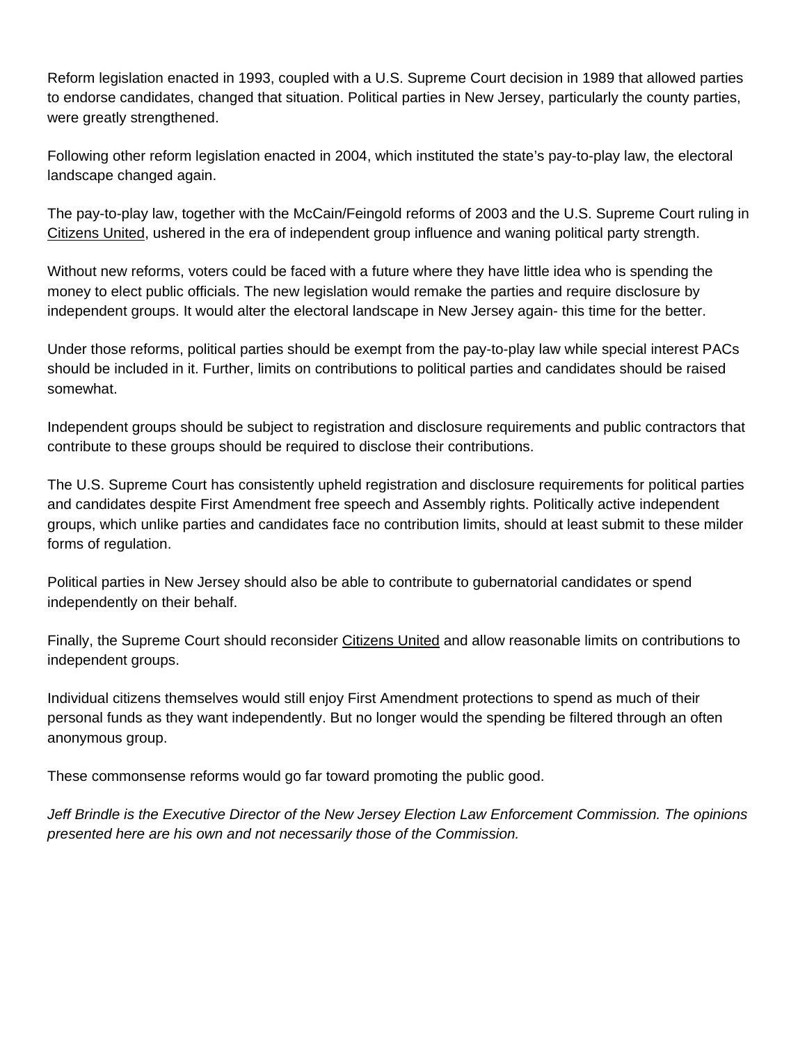Reform legislation enacted in 1993, coupled with a U.S. Supreme Court decision in 1989 that allowed parties to endorse candidates, changed that situation. Political parties in New Jersey, particularly the county parties, were greatly strengthened.

Following other reform legislation enacted in 2004, which instituted the state's pay-to-play law, the electoral landscape changed again.

The pay-to-play law, together with the McCain/Feingold reforms of 2003 and the U.S. Supreme Court ruling in Citizens United, ushered in the era of independent group influence and waning political party strength.

Without new reforms, voters could be faced with a future where they have little idea who is spending the money to elect public officials. The new legislation would remake the parties and require disclosure by independent groups. It would alter the electoral landscape in New Jersey again- this time for the better.

Under those reforms, political parties should be exempt from the pay-to-play law while special interest PACs should be included in it. Further, limits on contributions to political parties and candidates should be raised somewhat.

Independent groups should be subject to registration and disclosure requirements and public contractors that contribute to these groups should be required to disclose their contributions.

The U.S. Supreme Court has consistently upheld registration and disclosure requirements for political parties and candidates despite First Amendment free speech and Assembly rights. Politically active independent groups, which unlike parties and candidates face no contribution limits, should at least submit to these milder forms of regulation.

Political parties in New Jersey should also be able to contribute to gubernatorial candidates or spend independently on their behalf.

Finally, the Supreme Court should reconsider Citizens United and allow reasonable limits on contributions to independent groups.

Individual citizens themselves would still enjoy First Amendment protections to spend as much of their personal funds as they want independently. But no longer would the spending be filtered through an often anonymous group.

These commonsense reforms would go far toward promoting the public good.

*Jeff Brindle is the Executive Director of the New Jersey Election Law Enforcement Commission. The opinions presented here are his own and not necessarily those of the Commission.*